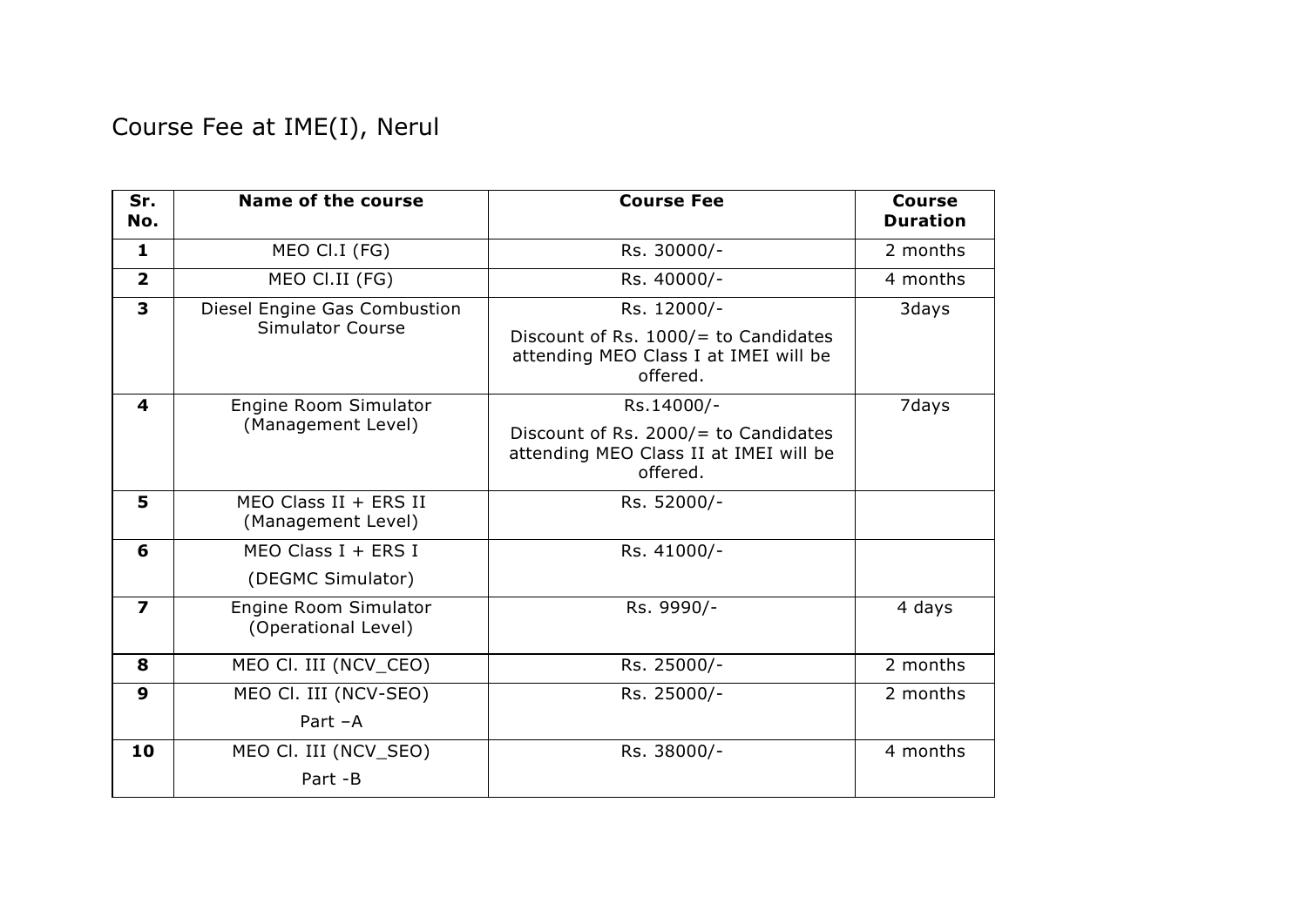# Course Fee at IME(I), Nerul

| Sr. No. | Name of the course | Course Fee | Course Duration |
|---|---|---|---|
| **1** | MEO Cl.I (FG) | Rs. 30000/- | 2 months |
| **2** | MEO Cl.II (FG) | Rs. 40000/- | 4 months |
| **3** | Diesel Engine Gas Combustion Simulator Course | Rs. 12000/-<br>Discount of Rs. 1000/= to Candidates attending MEO Class I at IMEI will be offered. | 3days |
| **4** | Engine Room Simulator (Management Level) | Rs.14000/-<br>Discount of Rs. 2000/= to Candidates attending MEO Class II at IMEI will be offered. | 7days |
| **5** | MEO Class II + ERS II (Management Level) | Rs. 52000/- | |
| **6** | MEO Class I + ERS I<br>(DEGMC Simulator) | Rs. 41000/- | |
| **7** | Engine Room Simulator (Operational Level) | Rs. 9990/- | 4 days |
| **8** | MEO Cl. III (NCV_CEO) | Rs. 25000/- | 2 months |
| **9** | MEO Cl. III (NCV-SEO)<br>Part –A | Rs. 25000/- | 2 months |
| **10** | MEO Cl. III (NCV_SEO)<br>Part -B | Rs. 38000/- | 4 months |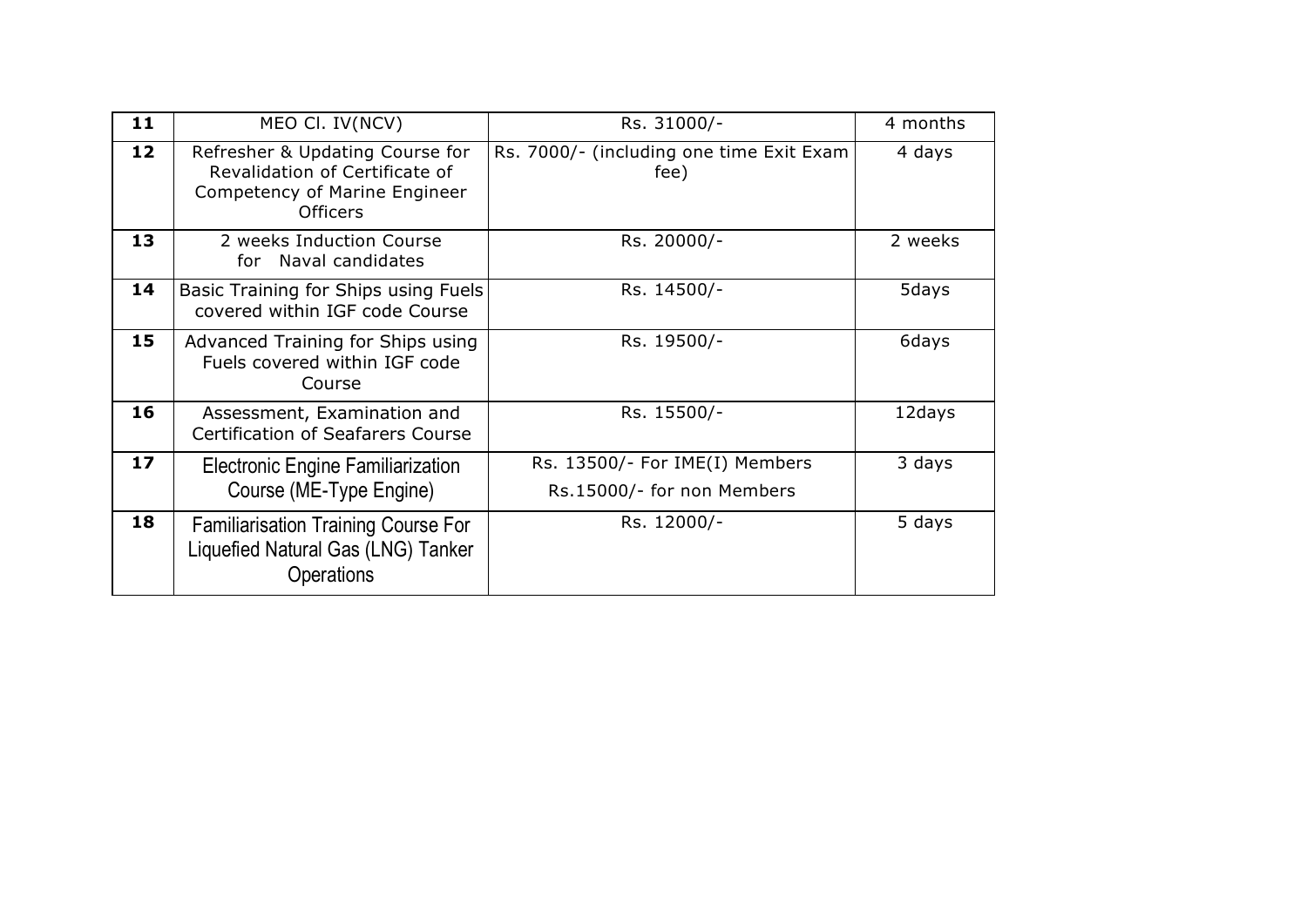| | | | |
|---|---|---|---|
| **11** | MEO Cl. IV(NCV) | Rs. 31000/- | 4 months |
| **12** | Refresher & Updating Course for Revalidation of Certificate of Competency of Marine Engineer Officers | Rs. 7000/- (including one time Exit Exam fee) | 4 days |
| **13** | 2 weeks Induction Course for Naval candidates | Rs. 20000/- | 2 weeks |
| **14** | Basic Training for Ships using Fuels covered within IGF code Course | Rs. 14500/- | 5days |
| **15** | Advanced Training for Ships using Fuels covered within IGF code Course | Rs. 19500/- | 6days |
| **16** | Assessment, Examination and Certification of Seafarers Course | Rs. 15500/- | 12days |
| **17** | Electronic Engine Familiarization Course (ME-Type Engine) | Rs. 13500/- For IME(I) Members<br>Rs.15000/- for non Members | 3 days |
| **18** | Familiarisation Training Course For Liquefied Natural Gas (LNG) Tanker Operations | Rs. 12000/- | 5 days |